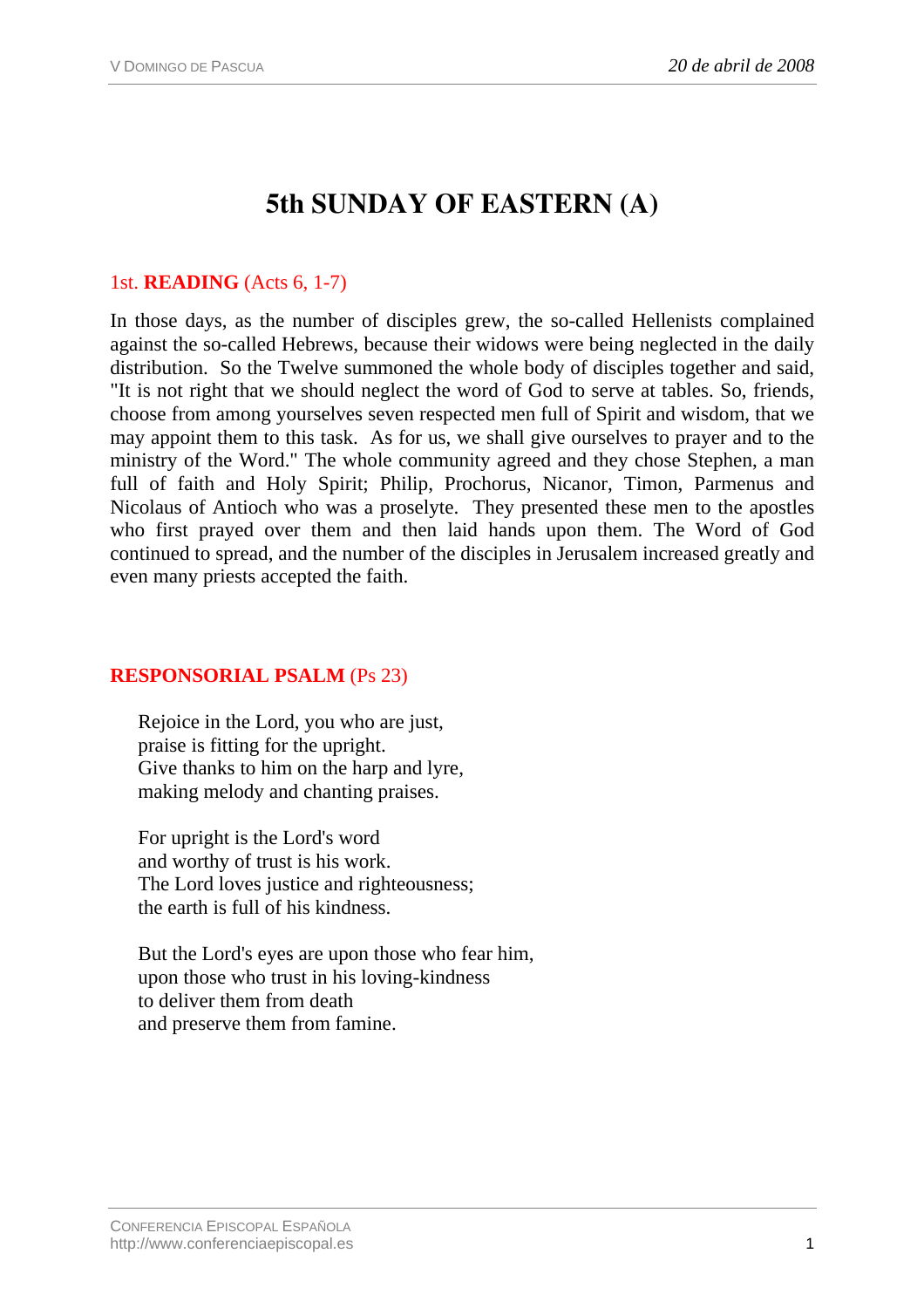# 5th SUNDAY OF EASTERN (A)

## 1st. **READING** (Acts 6, 1-7)

In those days, as the number of disciples grew, the so-called Hellenists complained against the so-called Hebrews, because their widows were being neglected in the daily distribution. So the Twelve summoned the whole body of disciples together and said, "It is not right that we should neglect the word of God to serve at tables. So, friends, choose from among yourselves seven respected men full of Spirit and wisdom, that we may appoint them to this task. As for us, we shall give ourselves to prayer and to the ministry of the Word." The whole community agreed and they chose Stephen, a man full of faith and Holy Spirit; Philip, Prochorus, Nicanor, Timon, Parmenus and Nicolaus of Antioch who was a proselyte. They presented these men to the apostles who first prayed over them and then laid hands upon them. The Word of God continued to spread, and the number of the disciples in Jerusalem increased greatly and even many priests accepted the faith.

## **RESPONSORIAL PSALM** (Ps 23)

Rejoice in the Lord, you who are just,
praise is fitting for the upright.
Give thanks to him on the harp and lyre,
making melody and chanting praises.

For upright is the Lord's word
and worthy of trust is his work.
The Lord loves justice and righteousness;
the earth is full of his kindness.

But the Lord's eyes are upon those who fear him,
upon those who trust in his loving-kindness
to deliver them from death
and preserve them from famine.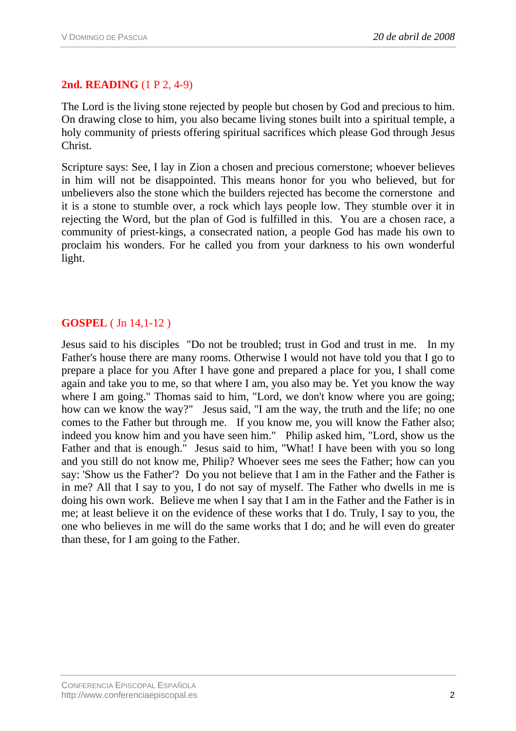## **2nd. READING** (1 P 2, 4-9)

The Lord is the living stone rejected by people but chosen by God and precious to him. On drawing close to him, you also became living stones built into a spiritual temple, a holy community of priests offering spiritual sacrifices which please God through Jesus Christ.

Scripture says: See, I lay in Zion a chosen and precious cornerstone; whoever believes in him will not be disappointed. This means honor for you who believed, but for unbelievers also the stone which the builders rejected has become the cornerstone and it is a stone to stumble over, a rock which lays people low. They stumble over it in rejecting the Word, but the plan of God is fulfilled in this. You are a chosen race, a community of priest-kings, a consecrated nation, a people God has made his own to proclaim his wonders. For he called you from your darkness to his own wonderful light.

## **GOSPEL** ( Jn 14,1-12 )

Jesus said to his disciples "Do not be troubled; trust in God and trust in me. In my Father's house there are many rooms. Otherwise I would not have told you that I go to prepare a place for you After I have gone and prepared a place for you, I shall come again and take you to me, so that where I am, you also may be. Yet you know the way where I am going." Thomas said to him, "Lord, we don't know where you are going; how can we know the way?" Jesus said, "I am the way, the truth and the life; no one comes to the Father but through me. If you know me, you will know the Father also; indeed you know him and you have seen him." Philip asked him, "Lord, show us the Father and that is enough." Jesus said to him, "What! I have been with you so long and you still do not know me, Philip? Whoever sees me sees the Father; how can you say: 'Show us the Father'? Do you not believe that I am in the Father and the Father is in me? All that I say to you, I do not say of myself. The Father who dwells in me is doing his own work. Believe me when I say that I am in the Father and the Father is in me; at least believe it on the evidence of these works that I do. Truly, I say to you, the one who believes in me will do the same works that I do; and he will even do greater than these, for I am going to the Father.